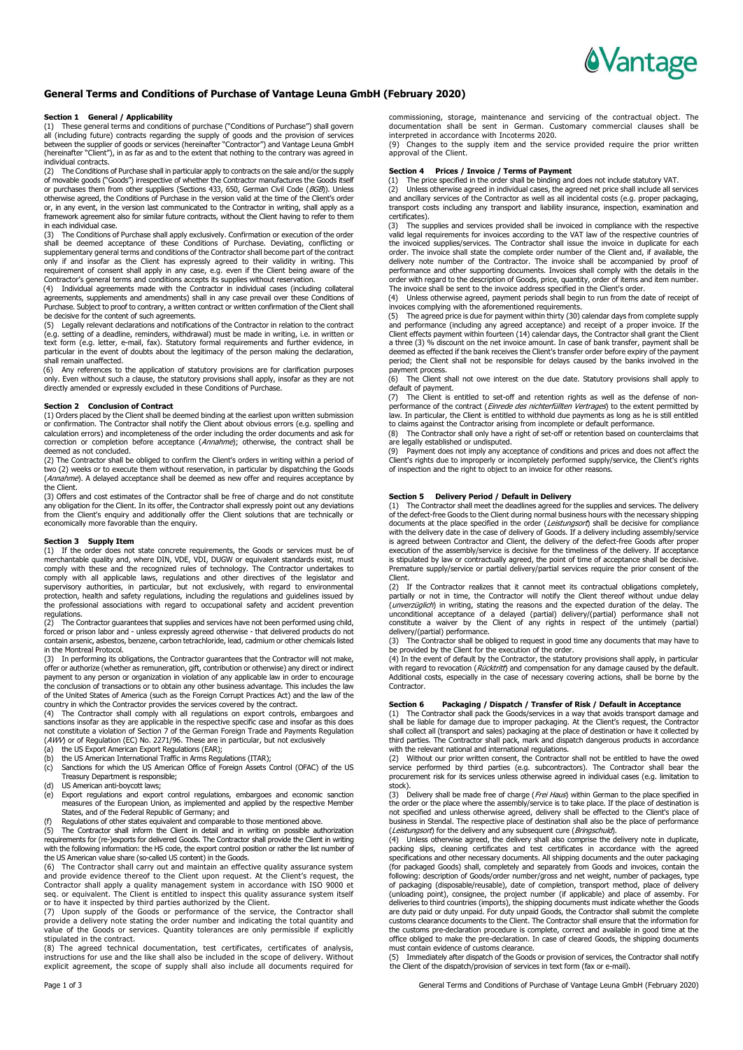# General Terms and Conditions of Purchase of Vantage Leuna GmbH (February 2020)

## Section 1 General / Applicability

(1) These general terms and conditions of purchase ("Conditions of Purchase") shall govern all (including future) contracts regarding the supply of goods and the provision of services between the supplier of goods or services (hereinafter "Contractor") and Vantage Leuna GmbH (hereinafter "Client"), in as far as and to the extent that nothing to the contrary was agreed in individual contracts.

(2) The Conditions of Purchase shall in particular apply to contracts on the sale and/or the supply of movable goods ("Goods") irrespective of whether the Contractor manufactures the Goods itself or purchases them from other suppliers (Sections 433, 650, German Civil Code (*BGB*)). Unless otherwise agreed, the Conditions of Purchase in the version valid at the time of the Client's order or, in any event, in the version last communicated to the Contractor in writing, shall apply as a framework agreement also for similar future contracts, without the Client having to refer to them in each individual case.

(3) The Conditions of Purchase shall apply exclusively. Confirmation or execution of the order shall be deemed acceptance of these Conditions of Purchase. Deviating, conflicting or supplementary general terms and conditions of the Contractor shall become part of the contract only if and insofar as the Client has expressly agreed to their validity in writing. This requirement of consent shall apply in any case, e.g. even if the Client being aware of the Contractor's general terms and conditions accepts its supplies without reservation.

(4) Individual agreements made with the Contractor in individual cases (including collateral agreements, supplements and amendments) shall in any case prevail over these Conditions of Purchase. Subject to proof to contrary, a written contract or written confirmation of the Client shall be decisive for the content of such agreements.

(5) Legally relevant declarations and notifications of the Contractor in relation to the contract (e.g. setting of a deadline, reminders, withdrawal) must be made in writing, i.e. in written or text form (e.g. letter, e-mail, fax). Statutory formal requirements and further evidence, in particular in the event of doubts about the legitimacy of the person making the declaration, shall remain unaffected.

(6) Any references to the application of statutory provisions are for clarification purposes only. Even without such a clause, the statutory provisions shall apply, insofar as they are not directly amended or expressly excluded in these Conditions of Purchase.

## Section 2 Conclusion of Contract

(1) Orders placed by the Client shall be deemed binding at the earliest upon written submission or confirmation. The Contractor shall notify the Client about obvious errors (e.g. spelling and calculation errors) and incompleteness of the order including the order documents and ask for correction or completion before acceptance (*Annahme*); otherwise, the contract shall be deemed as not concluded.

(2) The Contractor shall be obliged to confirm the Client's orders in writing within a period of two (2) weeks or to execute them without reservation, in particular by dispatching the Goods (*Annahme*). A delayed acceptance shall be deemed as new offer and requires acceptance by the Client.

(3) Offers and cost estimates of the Contractor shall be free of charge and do not constitute any obligation for the Client. In its offer, the Contractor shall expressly point out any deviations from the Client's enquiry and additionally offer the Client solutions that are technically or economically more favorable than the enquiry.

## Section 3 Supply Item

(1) If the order does not state concrete requirements, the Goods or services must be of merchantable quality and, where DIN, VDE, VDI, DUGW or equivalent standards exist, must comply with these and the recognized rules of technology. The Contractor undertakes to comply with all applicable laws, regulations and other directives of the legislator and supervisory authorities, in particular, but not exclusively, with regard to environmental protection, health and safety regulations, including the regulations and guidelines issued by the professional associations with regard to occupational safety and accident prevention regulations.

(2) The Contractor guarantees that supplies and services have not been performed using child, forced or prison labor and - unless expressly agreed otherwise - that delivered products do not contain arsenic, asbestos, benzene, carbon tetrachloride, lead, cadmium or other chemicals listed in the Montreal Protocol.

(3) In performing its obligations, the Contractor guarantees that the Contractor will not make, offer or authorize (whether as remuneration, gift, contribution or otherwise) any direct or indirect payment to any person or organization in violation of any applicable law in order to encourage the conclusion of transactions or to obtain any other business advantage. This includes the law of the United States of America (such as the Foreign Corrupt Practices Act) and the law of the country in which the Contractor provides the services covered by the contract.

(4) The Contractor shall comply with all regulations on export controls, embargoes and sanctions insofar as they are applicable in the respective specific case and insofar as this does not constitute a violation of Section 7 of the German Foreign Trade and Payments Regulation (*AWV*) or of Regulation (EC) No. 2271/96. These are in particular, but not exclusively

(a) the US Export American Export Regulations (EAR);
(b) the US American International Traffic in Arms Regulations (ITAR);
(c) Sanctions for which the US American Office of Foreign Assets Control (OFAC) of the US Treasury Department is responsible;
(d) US American anti-boycott laws;
(e) Export regulations and export control regulations, embargoes and economic sanction measures of the European Union, as implemented and applied by the respective Member States, and of the Federal Republic of Germany; and
(f) Regulations of other states equivalent and comparable to those mentioned above.

(5) The Contractor shall inform the Client in detail and in writing on possible authorization requirements for (re-)exports for delivered Goods. The Contractor shall provide the Client in writing with the following information: the HS code, the export control position or rather the list number of the US American value share (so-called US content) in the Goods.

(6) The Contractor shall carry out and maintain an effective quality assurance system and provide evidence thereof to the Client upon request. At the Client's request, the Contractor shall apply a quality management system in accordance with ISO 9000 et seq. or equivalent. The Client is entitled to inspect this quality assurance system itself or to have it inspected by third parties authorized by the Client.

(7) Upon supply of the Goods or performance of the service, the Contractor shall provide a delivery note stating the order number and indicating the total quantity and value of the Goods or services. Quantity tolerances are only permissible if explicitly stipulated in the contract.

(8) The agreed technical documentation, test certificates, certificates of analysis, instructions for use and the like shall also be included in the scope of delivery. Without explicit agreement, the scope of supply shall also include all documents required for commissioning, storage, maintenance and servicing of the contractual object. The documentation shall be sent in German. Customary commercial clauses shall be interpreted in accordance with Incoterms 2020.

(9) Changes to the supply item and the service provided require the prior written approval of the Client.

## Section 4 Prices / Invoice / Terms of Payment

(1) The price specified in the order shall be binding and does not include statutory VAT.

(2) Unless otherwise agreed in individual cases, the agreed net price shall include all services and ancillary services of the Contractor as well as all incidental costs (e.g. proper packaging, transport costs including any transport and liability insurance, inspection, examination and certificates).

(3) The supplies and services provided shall be invoiced in compliance with the respective valid legal requirements for invoices according to the VAT law of the respective countries of the invoiced supplies/services. The Contractor shall issue the invoice in duplicate for each order. The invoice shall state the complete order number of the Client and, if available, the delivery note number of the Contractor. The invoice shall be accompanied by proof of performance and other supporting documents. Invoices shall comply with the details in the order with regard to the description of Goods, price, quantity, order of items and item number. The invoice shall be sent to the invoice address specified in the Client's order.

(4) Unless otherwise agreed, payment periods shall begin to run from the date of receipt of invoices complying with the aforementioned requirements.

(5) The agreed price is due for payment within thirty (30) calendar days from complete supply and performance (including any agreed acceptance) and receipt of a proper invoice. If the Client effects payment within fourteen (14) calendar days, the Contractor shall grant the Client a three (3) % discount on the net invoice amount. In case of bank transfer, payment shall be deemed as effected if the bank receives the Client's transfer order before expiry of the payment period; the Client shall not be responsible for delays caused by the banks involved in the payment process.

(6) The Client shall not owe interest on the due date. Statutory provisions shall apply to default of payment.

(7) The Client is entitled to set-off and retention rights as well as the defense of non-performance of the contract (*Einrede des nichterfüllten Vertrages*) to the extent permitted by law. In particular, the Client is entitled to withhold due payments as long as he is still entitled to claims against the Contractor arising from incomplete or default performance.

(8) The Contractor shall only have a right of set-off or retention based on counterclaims that are legally established or undisputed.

(9) Payment does not imply any acceptance of conditions and prices and does not affect the Client's rights due to improperly or incompletely performed supply/service, the Client's rights of inspection and the right to object to an invoice for other reasons.

## Section 5 Delivery Period / Default in Delivery

(1) The Contractor shall meet the deadlines agreed for the supplies and services. The delivery of the defect-free Goods to the Client during normal business hours with the necessary shipping documents at the place specified in the order (*Leistungsort*) shall be decisive for compliance with the delivery date in the case of delivery of Goods. If a delivery including assembly/service is agreed between Contractor and Client, the delivery of the defect-free Goods after proper execution of the assembly/service is decisive for the timeliness of the delivery. If acceptance is stipulated by law or contractually agreed, the point of time of acceptance shall be decisive. Premature supply/service or partial delivery/partial services require the prior consent of the Client.

(2) If the Contractor realizes that it cannot meet its contractual obligations completely, partially or not in time, the Contractor will notify the Client thereof without undue delay (*unverzüglich*) in writing, stating the reasons and the expected duration of the delay. The unconditional acceptance of a delayed (partial) delivery/(partial) performance shall not constitute a waiver by the Client of any rights in respect of the untimely (partial) delivery/(partial) performance.

(3) The Contractor shall be obliged to request in good time any documents that may have to be provided by the Client for the execution of the order.

(4) In the event of default by the Contractor, the statutory provisions shall apply, in particular with regard to revocation (*Rücktritt*) and compensation for any damage caused by the default. Additional costs, especially in the case of necessary covering actions, shall be borne by the Contractor.

## Section 6 Packaging / Dispatch / Transfer of Risk / Default in Acceptance

(1) The Contractor shall pack the Goods/services in a way that avoids transport damage and shall be liable for damage due to improper packaging. At the Client's request, the Contractor shall collect all (transport and sales) packaging at the place of destination or have it collected by third parties. The Contractor shall pack, mark and dispatch dangerous products in accordance with the relevant national and international regulations.

(2) Without our prior written consent, the Contractor shall not be entitled to have the owed service performed by third parties (e.g. subcontractors). The Contractor shall bear the procurement risk for its services unless otherwise agreed in individual cases (e.g. limitation to stock).

(3) Delivery shall be made free of charge (*Frei Haus*) within German to the place specified in the order or the place where the assembly/service is to take place. If the place of destination is not specified and unless otherwise agreed, delivery shall be effected to the Client's place of business in Stendal. The respective place of destination shall also be the place of performance (*Leistungsort*) for the delivery and any subsequent cure (*Bringschuld*).

(4) Unless otherwise agreed, the delivery shall also comprise the delivery note in duplicate, packing slips, cleaning certificates and test certificates in accordance with the agreed specifications and other necessary documents. All shipping documents and the outer packaging (for packaged Goods) shall, completely and separately from Goods and invoices, contain the following: description of Goods/order number/gross and net weight, number of packages, type of packaging (disposable/reusable), date of completion, transport method, place of delivery (unloading point), consignee, the project number (if applicable) and place of assembly. For deliveries to third countries (imports), the shipping documents must indicate whether the Goods are duty paid or duty unpaid. For duty unpaid Goods, the Contractor shall submit the complete customs clearance documents to the Client. The Contractor shall ensure that the information for the customs pre-declaration procedure is complete, correct and available in good time at the office obliged to make the pre-declaration. In case of cleared Goods, the shipping documents must contain evidence of customs clearance.

(5) Immediately after dispatch of the Goods or provision of services, the Contractor shall notify the Client of the dispatch/provision of services in text form (fax or e-mail).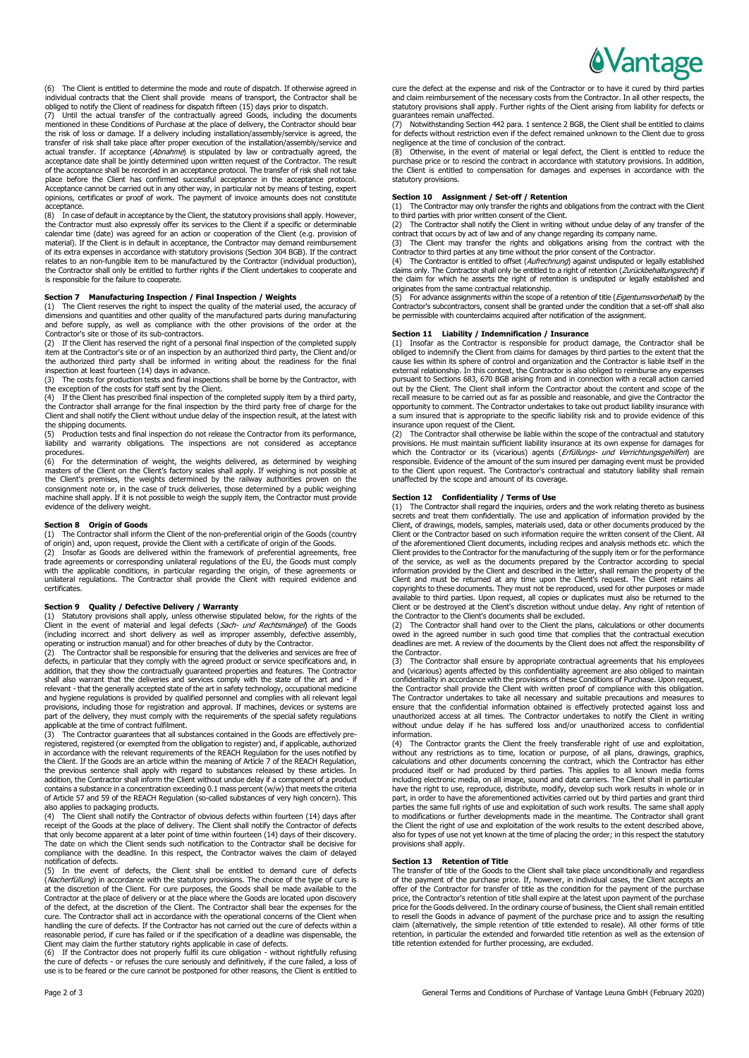(6) The Client is entitled to determine the mode and route of dispatch. If otherwise agreed in individual contracts that the Client shall provide means of transport, the Contractor shall be obliged to notify the Client of readiness for dispatch fifteen (15) days prior to dispatch.

(7) Until the actual transfer of the contractually agreed Goods, including the documents mentioned in these Conditions of Purchase at the place of delivery, the Contractor should bear the risk of loss or damage. If a delivery including installation/assembly/service is agreed, the transfer of risk shall take place after proper execution of the installation/assembly/service and actual transfer. If acceptance (*Abnahme*) is stipulated by law or contractually agreed, the acceptance date shall be jointly determined upon written request of the Contractor. The result of the acceptance shall be recorded in an acceptance protocol. The transfer of risk shall not take place before the Client has confirmed successful acceptance in the acceptance protocol. Acceptance cannot be carried out in any other way, in particular not by means of testing, expert opinions, certificates or proof of work. The payment of invoice amounts does not constitute acceptance.

(8) In case of default in acceptance by the Client, the statutory provisions shall apply. However, the Contractor must also expressly offer its services to the Client if a specific or determinable calendar time (date) was agreed for an action or cooperation of the Client (e.g. provision of material). If the Client is in default in acceptance, the Contractor may demand reimbursement of its extra expenses in accordance with statutory provisions (Section 304 BGB). If the contract relates to an non-fungible item to be manufactured by the Contractor (individual production), the Contractor shall only be entitled to further rights if the Client undertakes to cooperate and is responsible for the failure to cooperate.

## Section 7 Manufacturing Inspection / Final Inspection / Weights

(1) The Client reserves the right to inspect the quality of the material used, the accuracy of dimensions and quantities and other quality of the manufactured parts during manufacturing and before supply, as well as compliance with the other provisions of the order at the Contractor's site or those of its sub-contractors.

(2) If the Client has reserved the right of a personal final inspection of the completed supply item at the Contractor's site or of an inspection by an authorized third party, the Client and/or the authorized third party shall be informed in writing about the readiness for the final inspection at least fourteen (14) days in advance.

(3) The costs for production tests and final inspections shall be borne by the Contractor, with the exception of the costs for staff sent by the Client.

(4) If the Client has prescribed final inspection of the completed supply item by a third party, the Contractor shall arrange for the final inspection by the third party free of charge for the Client and shall notify the Client without undue delay of the inspection result, at the latest with the shipping documents.

(5) Production tests and final inspection do not release the Contractor from its performance, liability and warranty obligations. The inspections are not considered as acceptance procedures.

(6) For the determination of weight, the weights delivered, as determined by weighing masters of the Client on the Client's factory scales shall apply. If weighing is not possible at the Client's premises, the weights determined by the railway authorities proven on the consignment note or, in the case of truck deliveries, those determined by a public weighing machine shall apply. If it is not possible to weigh the supply item, the Contractor must provide evidence of the delivery weight.

## Section 8 Origin of Goods

(1) The Contractor shall inform the Client of the non-preferential origin of the Goods (country of origin) and, upon request, provide the Client with a certificate of origin of the Goods.

(2) Insofar as Goods are delivered within the framework of preferential agreements, free trade agreements or corresponding unilateral regulations of the EU, the Goods must comply with the applicable conditions, in particular regarding the origin, of these agreements or unilateral regulations. The Contractor shall provide the Client with required evidence and certificates.

## Section 9 Quality / Defective Delivery / Warranty

(1) Statutory provisions shall apply, unless otherwise stipulated below, for the rights of the Client in the event of material and legal defects (*Sach- und Rechtsmängel*) of the Goods (including incorrect and short delivery as well as improper assembly, defective assembly, operating or instruction manual) and for other breaches of duty by the Contractor.

(2) The Contractor shall be responsible for ensuring that the deliveries and services are free of defects, in particular that they comply with the agreed product or service specifications and, in addition, that they show the contractually guaranteed properties and features. The Contractor shall also warrant that the deliveries and services comply with the state of the art and - if relevant - that the generally accepted state of the art in safety technology, occupational medicine and hygiene regulations is provided by qualified personnel and complies with all relevant legal provisions, including those for registration and approval. If machines, devices or systems are part of the delivery, they must comply with the requirements of the special safety regulations applicable at the time of contract fulfilment.

(3) The Contractor guarantees that all substances contained in the Goods are effectively pre-registered, registered (or exempted from the obligation to register) and, if applicable, authorized in accordance with the relevant requirements of the REACH Regulation for the uses notified by the Client. If the Goods are an article within the meaning of Article 7 of the REACH Regulation, the previous sentence shall apply with regard to substances released by these articles. In addition, the Contractor shall inform the Client without undue delay if a component of a product contains a substance in a concentration exceeding 0.1 mass percent (w/w) that meets the criteria of Article 57 and 59 of the REACH Regulation (so-called substances of very high concern). This also applies to packaging products.

(4) The Client shall notify the Contractor of obvious defects within fourteen (14) days after receipt of the Goods at the place of delivery. The Client shall notify the Contractor of defects that only become apparent at a later point of time within fourteen (14) days of their discovery. The date on which the Client sends such notification to the Contractor shall be decisive for compliance with the deadline. In this respect, the Contractor waives the claim of delayed notification of defects.

(5) In the event of defects, the Client shall be entitled to demand cure of defects (*Nacherfüllung*) in accordance with the statutory provisions. The choice of the type of cure is at the discretion of the Client. For cure purposes, the Goods shall be made available to the Contractor at the place of delivery or at the place where the Goods are located upon discovery of the defect, at the discretion of the Client. The Contractor shall bear the expenses for the cure. The Contractor shall act in accordance with the operational concerns of the Client when handling the cure of defects. If the Contractor has not carried out the cure of defects within a reasonable period, if cure has failed or if the specification of a deadline was dispensable, the Client may claim the further statutory rights applicable in case of defects.

(6) If the Contractor does not properly fulfil its cure obligation - without rightfully refusing the cure of defects - or refuses the cure seriously and definitively, if the cure failed, a loss of use is to be feared or the cure cannot be postponed for other reasons, the Client is entitled to cure the defect at the expense and risk of the Contractor or to have it cured by third parties and claim reimbursement of the necessary costs from the Contractor. In all other respects, the statutory provisions shall apply. Further rights of the Client arising from liability for defects or guarantees remain unaffected.

(7) Notwithstanding Section 442 para. 1 sentence 2 BGB, the Client shall be entitled to claims for defects without restriction even if the defect remained unknown to the Client due to gross negligence at the time of conclusion of the contract.

(8) Otherwise, in the event of material or legal defect, the Client is entitled to reduce the purchase price or to rescind the contract in accordance with statutory provisions. In addition, the Client is entitled to compensation for damages and expenses in accordance with the statutory provisions.

## Section 10 Assignment / Set-off / Retention

(1) The Contractor may only transfer the rights and obligations from the contract with the Client to third parties with prior written consent of the Client.

(2) The Contractor shall notify the Client in writing without undue delay of any transfer of the contract that occurs by act of law and of any change regarding its company name.

(3) The Client may transfer the rights and obligations arising from the contract with the Contractor to third parties at any time without the prior consent of the Contractor.

(4) The Contractor is entitled to offset (*Aufrechnung*) against undisputed or legally established claims only. The Contractor shall only be entitled to a right of retention (*Zurückbehaltungsrecht*) if the claim for which he asserts the right of retention is undisputed or legally established and originates from the same contractual relationship.

(5) For advance assignments within the scope of a retention of title (*Eigentumsvorbehalt*) by the Contractor's subcontractors, consent shall be granted under the condition that a set-off shall also be permissible with counterclaims acquired after notification of the assignment.

## Section 11 Liability / Indemnification / Insurance

(1) Insofar as the Contractor is responsible for product damage, the Contractor shall be obliged to indemnify the Client from claims for damages by third parties to the extent that the cause lies within its sphere of control and organization and the Contractor is liable itself in the external relationship. In this context, the Contractor is also obliged to reimburse any expenses pursuant to Sections 683, 670 BGB arising from and in connection with a recall action carried out by the Client. The Client shall inform the Contractor about the content and scope of the recall measure to be carried out as far as possible and reasonable, and give the Contractor the opportunity to comment. The Contractor undertakes to take out product liability insurance with a sum insured that is appropriate to the specific liability risk and to provide evidence of this insurance upon request of the Client.

(2) The Contractor shall otherwise be liable within the scope of the contractual and statutory provisions. He must maintain sufficient liability insurance at its own expense for damages for which the Contractor or its (vicarious) agents (*Erfüllungs- und Verrichtungsgehilfen*) are responsible. Evidence of the amount of the sum insured per damaging event must be provided to the Client upon request. The Contractor's contractual and statutory liability shall remain unaffected by the scope and amount of its coverage.

## Section 12 Confidentiality / Terms of Use

(1) The Contractor shall regard the inquiries, orders and the work relating thereto as business secrets and treat them confidentially. The use and application of information provided by the Client, of drawings, models, samples, materials used, data or other documents produced by the Client or the Contractor based on such information require the written consent of the Client. All of the aforementioned Client documents, including recipes and analysis methods etc. which the Client provides to the Contractor for the manufacturing of the supply item or for the performance of the service, as well as the documents prepared by the Contractor according to special information provided by the Client and described in the letter, shall remain the property of the Client and must be returned at any time upon the Client's request. The Client retains all copyrights to these documents. They must not be reproduced, used for other purposes or made available to third parties. Upon request, all copies or duplicates must also be returned to the Client or be destroyed at the Client's discretion without undue delay. Any right of retention of the Contractor to the Client's documents shall be excluded.

(2) The Contractor shall hand over to the Client the plans, calculations or other documents owed in the agreed number in such good time that complies that the contractual execution deadlines are met. A review of the documents by the Client does not affect the responsibility of the Contractor.

(3) The Contractor shall ensure by appropriate contractual agreements that his employees and (vicarious) agents affected by this confidentiality agreement are also obliged to maintain confidentiality in accordance with the provisions of these Conditions of Purchase. Upon request, the Contractor shall provide the Client with written proof of compliance with this obligation. The Contractor undertakes to take all necessary and suitable precautions and measures to ensure that the confidential information obtained is effectively protected against loss and unauthorized access at all times. The Contractor undertakes to notify the Client in writing without undue delay if he has suffered loss and/or unauthorized access to confidential information.

(4) The Contractor grants the Client the freely transferable right of use and exploitation, without any restrictions as to time, location or purpose, of all plans, drawings, graphics, calculations and other documents concerning the contract, which the Contractor has either produced itself or had produced by third parties. This applies to all known media forms including electronic media, on all image, sound and data carriers. The Client shall in particular have the right to use, reproduce, distribute, modify, develop such work results in whole or in part, in order to have the aforementioned activities carried out by third parties and grant third parties the same full rights of use and exploitation of such work results. The same shall apply to modifications or further developments made in the meantime. The Contractor shall grant the Client the right of use and exploitation of the work results to the extent described above, also for types of use not yet known at the time of placing the order; in this respect the statutory provisions shall apply.

## Section 13 Retention of Title

The transfer of title of the Goods to the Client shall take place unconditionally and regardless of the payment of the purchase price. If, however, in individual cases, the Client accepts an offer of the Contractor for transfer of title as the condition for the payment of the purchase price, the Contractor's retention of title shall expire at the latest upon payment of the purchase price for the Goods delivered. In the ordinary course of business, the Client shall remain entitled to resell the Goods in advance of payment of the purchase price and to assign the resulting claim (alternatively, the simple retention of title extended to resale). All other forms of title retention, in particular the extended and forwarded title retention as well as the extension of title retention extended for further processing, are excluded.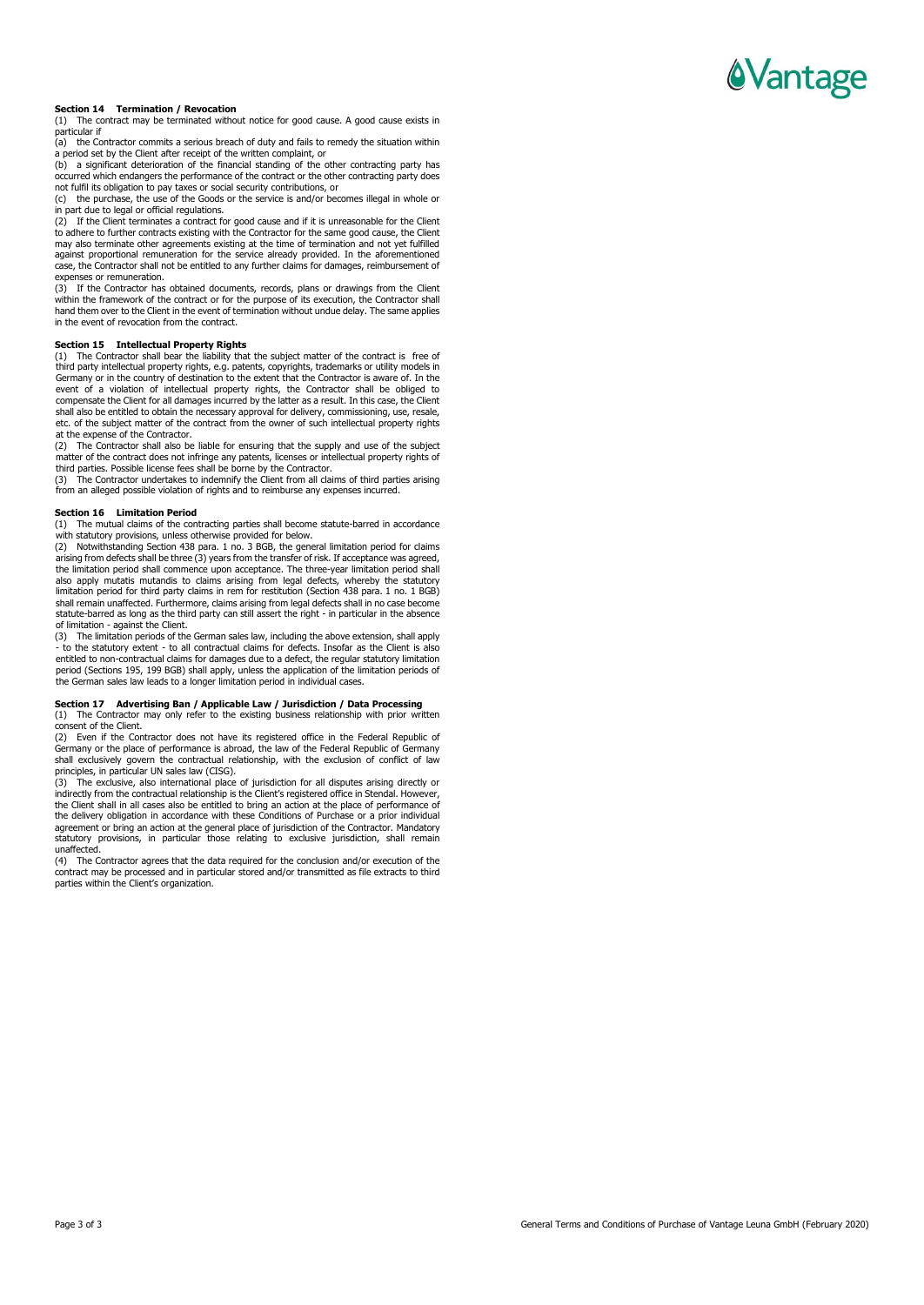### Section 14 Termination / Revocation

(1) The contract may be terminated without notice for good cause. A good cause exists in particular if

(a) the Contractor commits a serious breach of duty and fails to remedy the situation within a period set by the Client after receipt of the written complaint, or

(b) a significant deterioration of the financial standing of the other contracting party has occurred which endangers the performance of the contract or the other contracting party does not fulfil its obligation to pay taxes or social security contributions, or

(c) the purchase, the use of the Goods or the service is and/or becomes illegal in whole or in part due to legal or official regulations.

(2) If the Client terminates a contract for good cause and if it is unreasonable for the Client to adhere to further contracts existing with the Contractor for the same good cause, the Client may also terminate other agreements existing at the time of termination and not yet fulfilled against proportional remuneration for the service already provided. In the aforementioned case, the Contractor shall not be entitled to any further claims for damages, reimbursement of expenses or remuneration.

(3) If the Contractor has obtained documents, records, plans or drawings from the Client within the framework of the contract or for the purpose of its execution, the Contractor shall hand them over to the Client in the event of termination without undue delay. The same applies in the event of revocation from the contract.

### Section 15 Intellectual Property Rights

(1) The Contractor shall bear the liability that the subject matter of the contract is free of third party intellectual property rights, e.g. patents, copyrights, trademarks or utility models in Germany or in the country of destination to the extent that the Contractor is aware of. In the event of a violation of intellectual property rights, the Contractor shall be obliged to compensate the Client for all damages incurred by the latter as a result. In this case, the Client shall also be entitled to obtain the necessary approval for delivery, commissioning, use, resale, etc. of the subject matter of the contract from the owner of such intellectual property rights at the expense of the Contractor.

(2) The Contractor shall also be liable for ensuring that the supply and use of the subject matter of the contract does not infringe any patents, licenses or intellectual property rights of third parties. Possible license fees shall be borne by the Contractor.

(3) The Contractor undertakes to indemnify the Client from all claims of third parties arising from an alleged possible violation of rights and to reimburse any expenses incurred.

### Section 16 Limitation Period

(1) The mutual claims of the contracting parties shall become statute-barred in accordance with statutory provisions, unless otherwise provided for below.

(2) Notwithstanding Section 438 para. 1 no. 3 BGB, the general limitation period for claims arising from defects shall be three (3) years from the transfer of risk. If acceptance was agreed, the limitation period shall commence upon acceptance. The three-year limitation period shall also apply mutatis mutandis to claims arising from legal defects, whereby the statutory limitation period for third party claims in rem for restitution (Section 438 para. 1 no. 1 BGB) shall remain unaffected. Furthermore, claims arising from legal defects shall in no case become statute-barred as long as the third party can still assert the right - in particular in the absence of limitation - against the Client.

(3) The limitation periods of the German sales law, including the above extension, shall apply - to the statutory extent - to all contractual claims for defects. Insofar as the Client is also entitled to non-contractual claims for damages due to a defect, the regular statutory limitation period (Sections 195, 199 BGB) shall apply, unless the application of the limitation periods of the German sales law leads to a longer limitation period in individual cases.

### Section 17 Advertising Ban / Applicable Law / Jurisdiction / Data Processing

(1) The Contractor may only refer to the existing business relationship with prior written consent of the Client.

(2) Even if the Contractor does not have its registered office in the Federal Republic of Germany or the place of performance is abroad, the law of the Federal Republic of Germany shall exclusively govern the contractual relationship, with the exclusion of conflict of law principles, in particular UN sales law (CISG).

(3) The exclusive, also international place of jurisdiction for all disputes arising directly or indirectly from the contractual relationship is the Client's registered office in Stendal. However, the Client shall in all cases also be entitled to bring an action at the place of performance of the delivery obligation in accordance with these Conditions of Purchase or a prior individual agreement or bring an action at the general place of jurisdiction of the Contractor. Mandatory statutory provisions, in particular those relating to exclusive jurisdiction, shall remain unaffected.

(4) The Contractor agrees that the data required for the conclusion and/or execution of the contract may be processed and in particular stored and/or transmitted as file extracts to third parties within the Client's organization.